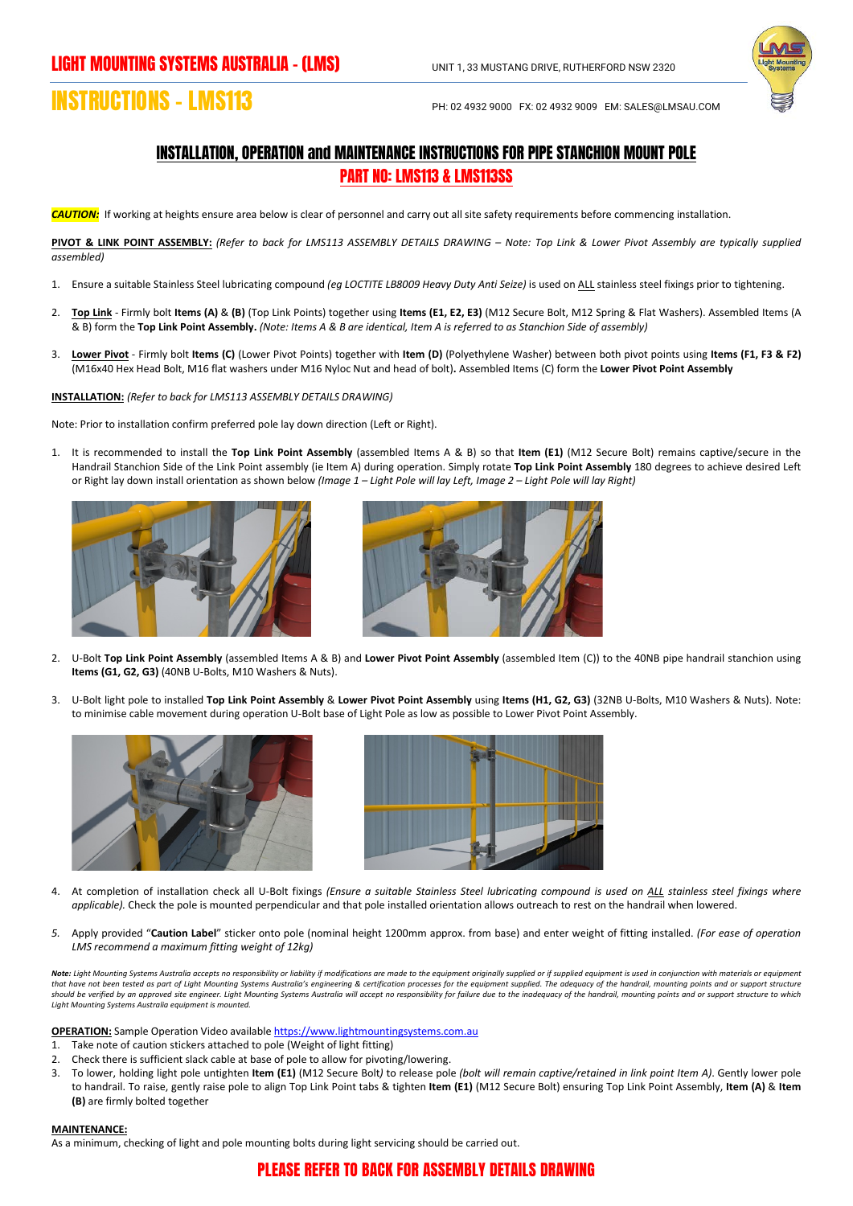# LIGHT MOUNTING SYSTEMS AUSTRALIA - (LMS)

UNIT 1, 33 MUSTANG DRIVE, RUTHERFORD NSW 2320

# INSTRUCTIONS - LMS113

PH: 02 4932 9000 FX: 02 4932 9009 EM: SALES@LMSAU.COM

## INSTALLATION, OPERATION and MAINTENANCE INSTRUCTIONS FOR PIPE STANCHION MOUNT POLE

## PART NO: LMS113 & LMS113SS

***CAUTION:*** If working at heights ensure area below is clear of personnel and carry out all site safety requirements before commencing installation.

**PIVOT & LINK POINT ASSEMBLY:** *(Refer to back for LMS113 ASSEMBLY DETAILS DRAWING – Note: Top Link & Lower Pivot Assembly are typically supplied assembled)*

1. Ensure a suitable Stainless Steel lubricating compound *(eg LOCTITE LB8009 Heavy Duty Anti Seize)* is used on ALL stainless steel fixings prior to tightening.
2. **Top Link** - Firmly bolt **Items (A)** & **(B)** (Top Link Points) together using **Items (E1, E2, E3)** (M12 Secure Bolt, M12 Spring & Flat Washers). Assembled Items (A & B) form the **Top Link Point Assembly.** *(Note: Items A & B are identical, Item A is referred to as Stanchion Side of assembly)*
3. **Lower Pivot** - Firmly bolt **Items (C)** (Lower Pivot Points) together with **Item (D)** (Polyethylene Washer) between both pivot points using **Items (F1, F3 & F2)** (M16x40 Hex Head Bolt, M16 flat washers under M16 Nyloc Nut and head of bolt)**.** Assembled Items (C) form the **Lower Pivot Point Assembly**

**INSTALLATION:** *(Refer to back for LMS113 ASSEMBLY DETAILS DRAWING)*

Note: Prior to installation confirm preferred pole lay down direction (Left or Right).

1. It is recommended to install the **Top Link Point Assembly** (assembled Items A & B) so that **Item (E1)** (M12 Secure Bolt) remains captive/secure in the Handrail Stanchion Side of the Link Point assembly (ie Item A) during operation. Simply rotate **Top Link Point Assembly** 180 degrees to achieve desired Left or Right lay down install orientation as shown below *(Image 1 – Light Pole will lay Left, Image 2 – Light Pole will lay Right)*
2. U-Bolt **Top Link Point Assembly** (assembled Items A & B) and **Lower Pivot Point Assembly** (assembled Item (C)) to the 40NB pipe handrail stanchion using **Items (G1, G2, G3)** (40NB U-Bolts, M10 Washers & Nuts).
3. U-Bolt light pole to installed **Top Link Point Assembly** & **Lower Pivot Point Assembly** using **Items (H1, G2, G3)** (32NB U-Bolts, M10 Washers & Nuts). Note: to minimise cable movement during operation U-Bolt base of Light Pole as low as possible to Lower Pivot Point Assembly.
4. At completion of installation check all U-Bolt fixings *(Ensure a suitable Stainless Steel lubricating compound is used on ALL stainless steel fixings where applicable).* Check the pole is mounted perpendicular and that pole installed orientation allows outreach to rest on the handrail when lowered.
5. Apply provided "**Caution Label**" sticker onto pole (nominal height 1200mm approx. from base) and enter weight of fitting installed. *(For ease of operation LMS recommend a maximum fitting weight of 12kg)*

***Note:*** *Light Mounting Systems Australia accepts no responsibility or liability if modifications are made to the equipment originally supplied or if supplied equipment is used in conjunction with materials or equipment that have not been tested as part of Light Mounting Systems Australia's engineering & certification processes for the equipment supplied. The adequacy of the handrail, mounting points and or support structure should be verified by an approved site engineer. Light Mounting Systems Australia will accept no responsibility for failure due to the inadequacy of the handrail, mounting points and or support structure to which Light Mounting Systems Australia equipment is mounted.*

**OPERATION:** Sample Operation Video available https://www.lightmountingsystems.com.au

1. Take note of caution stickers attached to pole (Weight of light fitting)
2. Check there is sufficient slack cable at base of pole to allow for pivoting/lowering.
3. To lower, holding light pole untighten **Item (E1)** (M12 Secure Bolt) to release pole *(bolt will remain captive/retained in link point Item A)*. Gently lower pole to handrail. To raise, gently raise pole to align Top Link Point tabs & tighten **Item (E1)** (M12 Secure Bolt) ensuring Top Link Point Assembly, **Item (A)** & **Item (B)** are firmly bolted together

**MAINTENANCE:**

As a minimum, checking of light and pole mounting bolts during light servicing should be carried out.

## PLEASE REFER TO BACK FOR ASSEMBLY DETAILS DRAWING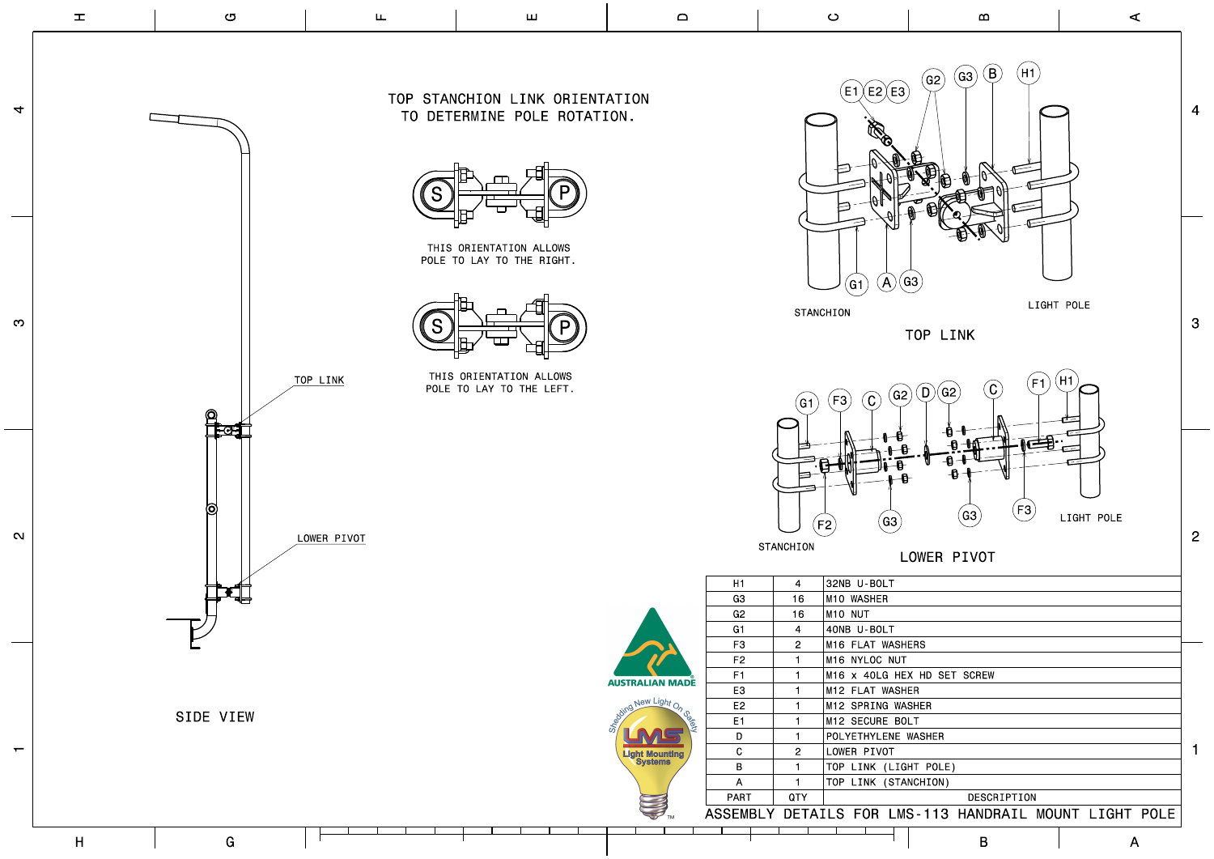TOP STANCHION LINK ORIENTATION TO DETERMINE POLE ROTATION.

S P

THIS ORIENTATION ALLOWS POLE TO LAY TO THE RIGHT.

S P

THIS ORIENTATION ALLOWS POLE TO LAY TO THE LEFT.

SIDE VIEW

TOP LINK

LOWER PIVOT

E1 E2 E3 G2 G3 B H1

G1 A G3

STANCHION

LIGHT POLE

TOP LINK

G1 F3 C G2 D G2 C F1 H1

F2 G3 G3 F3

STANCHION

LIGHT POLE

LOWER PIVOT

AUSTRALIAN MADE

Shedding New Light On Safety

LMS Light Mounting Systems

| PART | QTY | DESCRIPTION |
|---|---|---|
| H1 | 4 | 32NB U-BOLT |
| G3 | 16 | M10 WASHER |
| G2 | 16 | M10 NUT |
| G1 | 4 | 40NB U-BOLT |
| F3 | 2 | M16 FLAT WASHERS |
| F2 | 1 | M16 NYLOC NUT |
| F1 | 1 | M16 x 40LG HEX HD SET SCREW |
| E3 | 1 | M12 FLAT WASHER |
| E2 | 1 | M12 SPRING WASHER |
| E1 | 1 | M12 SECURE BOLT |
| D | 1 | POLYETHYLENE WASHER |
| C | 2 | LOWER PIVOT |
| B | 1 | TOP LINK (LIGHT POLE) |
| A | 1 | TOP LINK (STANCHION) |

ASSEMBLY DETAILS FOR LMS-113 HANDRAIL MOUNT LIGHT POLE